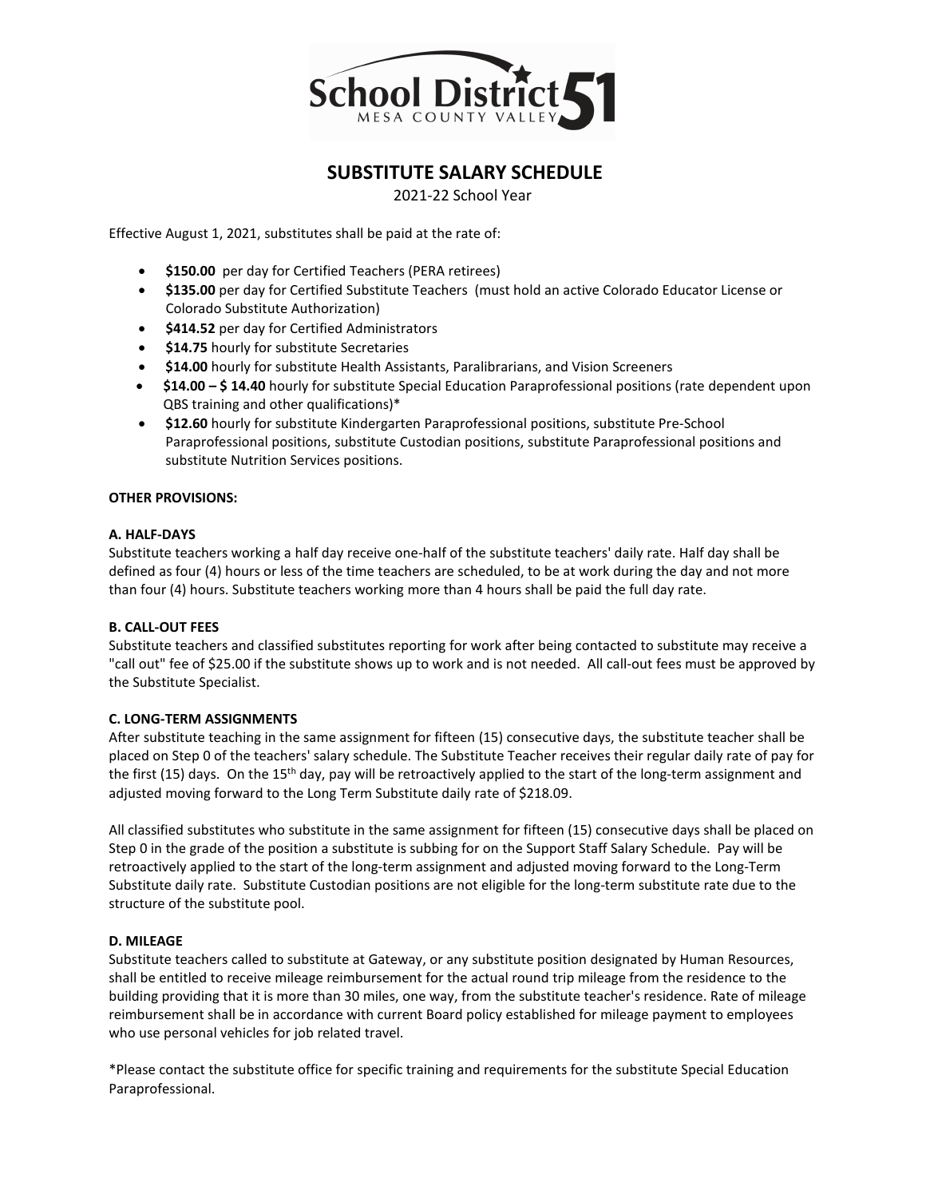# SUBSTITUTE SALARY SCHEDULE

2021-22 School Year

Effective August 1, 2021, substitutes shall be paid at the rate of:

- **$150.00** per day for Certified Teachers (PERA retirees)
- **$135.00** per day for Certified Substitute Teachers (must hold an active Colorado Educator License or Colorado Substitute Authorization)
- **$414.52** per day for Certified Administrators
- **$14.75** hourly for substitute Secretaries
- **$14.00** hourly for substitute Health Assistants, Paralibrarians, and Vision Screeners
- **$14.00 – $ 14.40** hourly for substitute Special Education Paraprofessional positions (rate dependent upon QBS training and other qualifications)*
- **$12.60** hourly for substitute Kindergarten Paraprofessional positions, substitute Pre-School Paraprofessional positions, substitute Custodian positions, substitute Paraprofessional positions and substitute Nutrition Services positions.

**OTHER PROVISIONS:**

**A. HALF-DAYS**

Substitute teachers working a half day receive one-half of the substitute teachers' daily rate. Half day shall be defined as four (4) hours or less of the time teachers are scheduled, to be at work during the day and not more than four (4) hours. Substitute teachers working more than 4 hours shall be paid the full day rate.

**B. CALL-OUT FEES**

Substitute teachers and classified substitutes reporting for work after being contacted to substitute may receive a "call out" fee of $25.00 if the substitute shows up to work and is not needed. All call-out fees must be approved by the Substitute Specialist.

**C. LONG-TERM ASSIGNMENTS**

After substitute teaching in the same assignment for fifteen (15) consecutive days, the substitute teacher shall be placed on Step 0 of the teachers' salary schedule. The Substitute Teacher receives their regular daily rate of pay for the first (15) days. On the 15th day, pay will be retroactively applied to the start of the long-term assignment and adjusted moving forward to the Long Term Substitute daily rate of $218.09.

All classified substitutes who substitute in the same assignment for fifteen (15) consecutive days shall be placed on Step 0 in the grade of the position a substitute is subbing for on the Support Staff Salary Schedule. Pay will be retroactively applied to the start of the long-term assignment and adjusted moving forward to the Long-Term Substitute daily rate. Substitute Custodian positions are not eligible for the long-term substitute rate due to the structure of the substitute pool.

**D. MILEAGE**

Substitute teachers called to substitute at Gateway, or any substitute position designated by Human Resources, shall be entitled to receive mileage reimbursement for the actual round trip mileage from the residence to the building providing that it is more than 30 miles, one way, from the substitute teacher's residence. Rate of mileage reimbursement shall be in accordance with current Board policy established for mileage payment to employees who use personal vehicles for job related travel.

*Please contact the substitute office for specific training and requirements for the substitute Special Education Paraprofessional.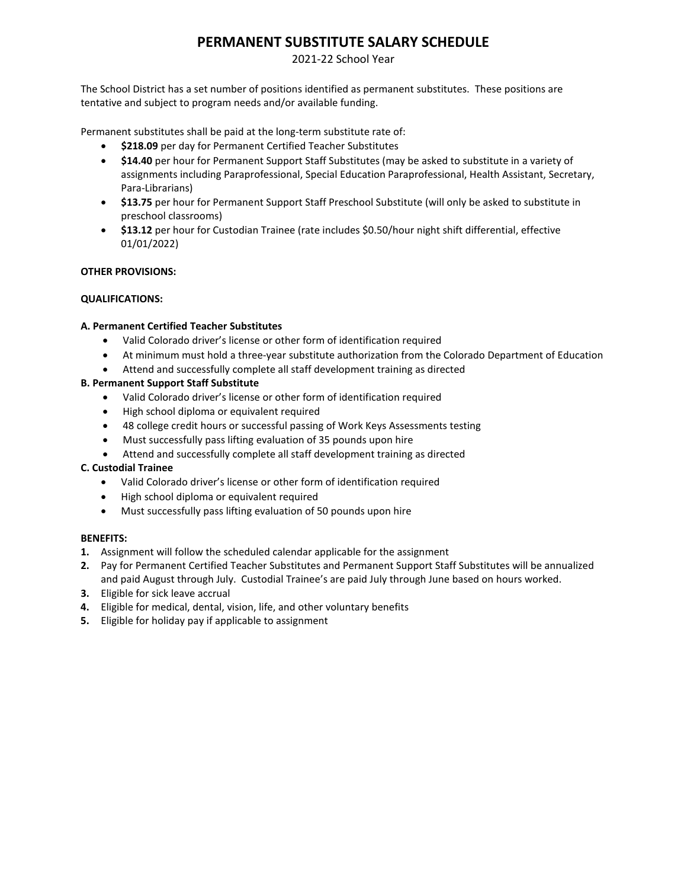# PERMANENT SUBSTITUTE SALARY SCHEDULE

2021-22 School Year

The School District has a set number of positions identified as permanent substitutes. These positions are tentative and subject to program needs and/or available funding.

Permanent substitutes shall be paid at the long-term substitute rate of:

- **$218.09** per day for Permanent Certified Teacher Substitutes
- **$14.40** per hour for Permanent Support Staff Substitutes (may be asked to substitute in a variety of assignments including Paraprofessional, Special Education Paraprofessional, Health Assistant, Secretary, Para-Librarians)
- **$13.75** per hour for Permanent Support Staff Preschool Substitute (will only be asked to substitute in preschool classrooms)
- **$13.12** per hour for Custodian Trainee (rate includes $0.50/hour night shift differential, effective 01/01/2022)

**OTHER PROVISIONS:**

**QUALIFICATIONS:**

**A. Permanent Certified Teacher Substitutes**

- Valid Colorado driver's license or other form of identification required
- At minimum must hold a three-year substitute authorization from the Colorado Department of Education
- Attend and successfully complete all staff development training as directed

**B. Permanent Support Staff Substitute**

- Valid Colorado driver's license or other form of identification required
- High school diploma or equivalent required
- 48 college credit hours or successful passing of Work Keys Assessments testing
- Must successfully pass lifting evaluation of 35 pounds upon hire
- Attend and successfully complete all staff development training as directed

**C. Custodial Trainee**

- Valid Colorado driver's license or other form of identification required
- High school diploma or equivalent required
- Must successfully pass lifting evaluation of 50 pounds upon hire

**BENEFITS:**

1. Assignment will follow the scheduled calendar applicable for the assignment
2. Pay for Permanent Certified Teacher Substitutes and Permanent Support Staff Substitutes will be annualized and paid August through July. Custodial Trainee's are paid July through June based on hours worked.
3. Eligible for sick leave accrual
4. Eligible for medical, dental, vision, life, and other voluntary benefits
5. Eligible for holiday pay if applicable to assignment